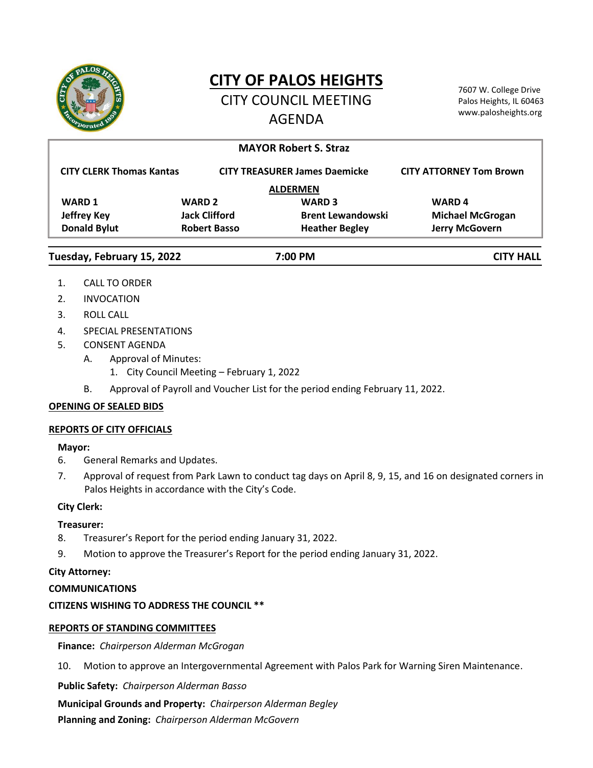# CITY OF PALOS HEIGHTS

## CITY COUNCIL MEETING AGENDA

7607 W. College Drive
Palos Heights, IL 60463
www.palosheights.org

**MAYOR Robert S. Straz**

**CITY CLERK Thomas Kantas** | **CITY TREASURER James Daemicke** | **CITY ATTORNEY Tom Brown**

**ALDERMEN**

| WARD 1 | WARD 2 | WARD 3 | WARD 4 |
|---|---|---|---|
| Jeffrey Key | Jack Clifford | Brent Lewandowski | Michael McGrogan |
| Donald Bylut | Robert Basso | Heather Begley | Jerry McGovern |

**Tuesday, February 15, 2022** | **7:00 PM** | **CITY HALL**

1. CALL TO ORDER
2. INVOCATION
3. ROLL CALL
4. SPECIAL PRESENTATIONS
5. CONSENT AGENDA
   - A. Approval of Minutes:
     1. City Council Meeting – February 1, 2022
   - B. Approval of Payroll and Voucher List for the period ending February 11, 2022.

**OPENING OF SEALED BIDS**

**REPORTS OF CITY OFFICIALS**

**Mayor:**

6. General Remarks and Updates.
7. Approval of request from Park Lawn to conduct tag days on April 8, 9, 15, and 16 on designated corners in Palos Heights in accordance with the City's Code.

**City Clerk:**

**Treasurer:**

8. Treasurer's Report for the period ending January 31, 2022.
9. Motion to approve the Treasurer's Report for the period ending January 31, 2022.

**City Attorney:**

**COMMUNICATIONS**

**CITIZENS WISHING TO ADDRESS THE COUNCIL \*\***

**REPORTS OF STANDING COMMITTEES**

**Finance:** *Chairperson Alderman McGrogan*

10. Motion to approve an Intergovernmental Agreement with Palos Park for Warning Siren Maintenance.

**Public Safety:** *Chairperson Alderman Basso*

**Municipal Grounds and Property:** *Chairperson Alderman Begley*

**Planning and Zoning:** *Chairperson Alderman McGovern*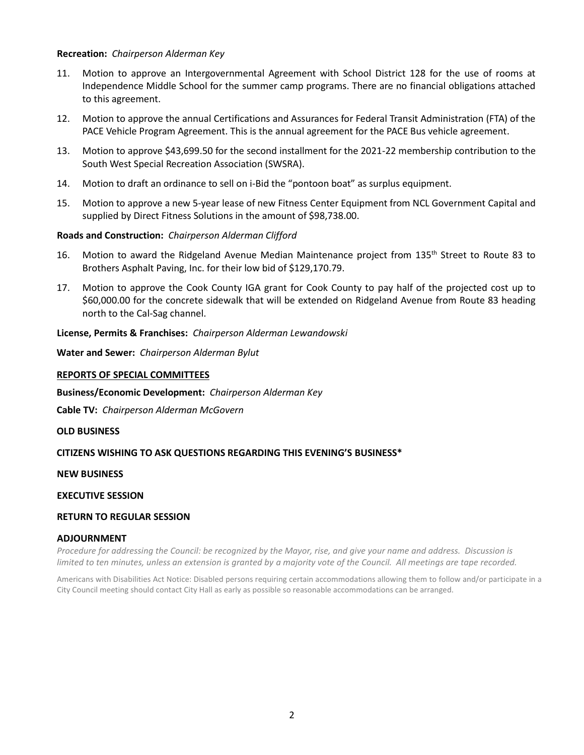**Recreation:** *Chairperson Alderman Key*

11. Motion to approve an Intergovernmental Agreement with School District 128 for the use of rooms at Independence Middle School for the summer camp programs. There are no financial obligations attached to this agreement.
12. Motion to approve the annual Certifications and Assurances for Federal Transit Administration (FTA) of the PACE Vehicle Program Agreement. This is the annual agreement for the PACE Bus vehicle agreement.
13. Motion to approve $43,699.50 for the second installment for the 2021-22 membership contribution to the South West Special Recreation Association (SWSRA).
14. Motion to draft an ordinance to sell on i-Bid the "pontoon boat" as surplus equipment.
15. Motion to approve a new 5-year lease of new Fitness Center Equipment from NCL Government Capital and supplied by Direct Fitness Solutions in the amount of $98,738.00.

**Roads and Construction:** *Chairperson Alderman Clifford*

16. Motion to award the Ridgeland Avenue Median Maintenance project from 135th Street to Route 83 to Brothers Asphalt Paving, Inc. for their low bid of $129,170.79.
17. Motion to approve the Cook County IGA grant for Cook County to pay half of the projected cost up to $60,000.00 for the concrete sidewalk that will be extended on Ridgeland Avenue from Route 83 heading north to the Cal-Sag channel.

**License, Permits & Franchises:** *Chairperson Alderman Lewandowski*

**Water and Sewer:** *Chairperson Alderman Bylut*

**REPORTS OF SPECIAL COMMITTEES**

**Business/Economic Development:** *Chairperson Alderman Key*

**Cable TV:** *Chairperson Alderman McGovern*

**OLD BUSINESS**

**CITIZENS WISHING TO ASK QUESTIONS REGARDING THIS EVENING'S BUSINESS***

**NEW BUSINESS**

**EXECUTIVE SESSION**

**RETURN TO REGULAR SESSION**

**ADJOURNMENT**

*Procedure for addressing the Council: be recognized by the Mayor, rise, and give your name and address. Discussion is limited to ten minutes, unless an extension is granted by a majority vote of the Council. All meetings are tape recorded.*

Americans with Disabilities Act Notice: Disabled persons requiring certain accommodations allowing them to follow and/or participate in a City Council meeting should contact City Hall as early as possible so reasonable accommodations can be arranged.